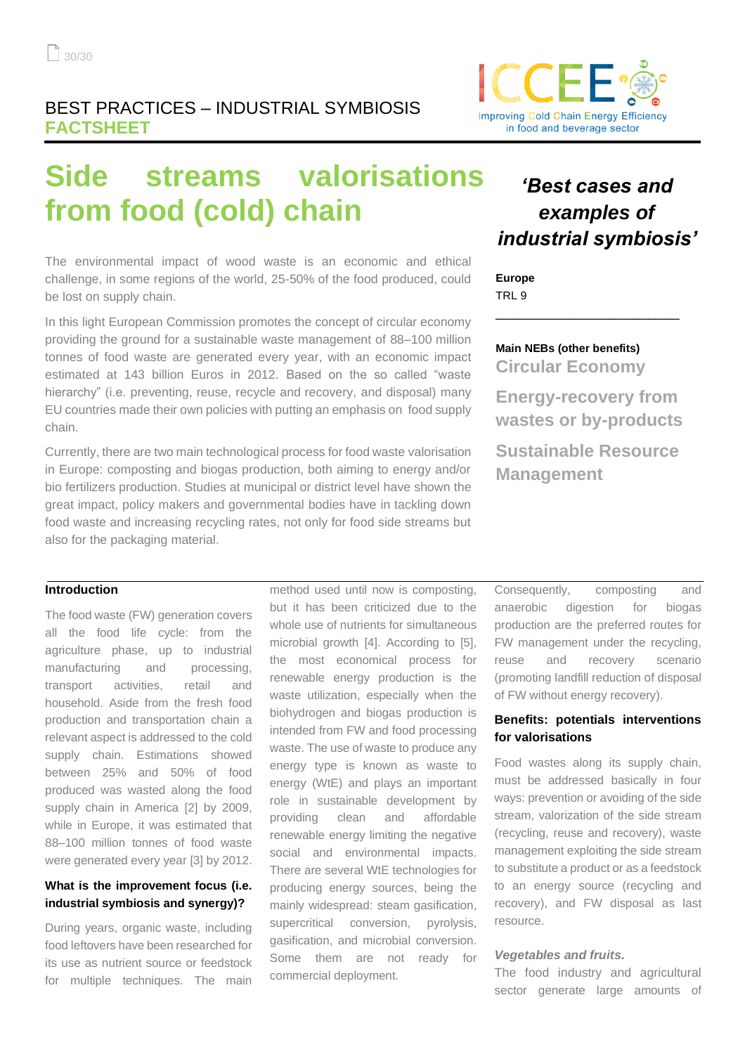BEST PRACTICES – INDUSTRIAL SYMBIOSIS
**FACTSHEET**

# Side streams valorisations from food (cold) chain

The environmental impact of wood waste is an economic and ethical challenge, in some regions of the world, 25-50% of the food produced, could be lost on supply chain.

In this light European Commission promotes the concept of circular economy providing the ground for a sustainable waste management of 88–100 million tonnes of food waste are generated every year, with an economic impact estimated at 143 billion Euros in 2012. Based on the so called "waste hierarchy" (i.e. preventing, reuse, recycle and recovery, and disposal) many EU countries made their own policies with putting an emphasis on food supply chain.

Currently, there are two main technological process for food waste valorisation in Europe: composting and biogas production, both aiming to energy and/or bio fertilizers production. Studies at municipal or district level have shown the great impact, policy makers and governmental bodies have in tackling down food waste and increasing recycling rates, not only for food side streams but also for the packaging material.

***'Best cases and examples of industrial symbiosis'***

**Europe**
TRL 9

**Main NEBs (other benefits)**

**Circular Economy**

**Energy-recovery from wastes or by-products**

**Sustainable Resource Management**

## Introduction

The food waste (FW) generation covers all the food life cycle: from the agriculture phase, up to industrial manufacturing and processing, transport activities, retail and household. Aside from the fresh food production and transportation chain a relevant aspect is addressed to the cold supply chain. Estimations showed between 25% and 50% of food produced was wasted along the food supply chain in America [2] by 2009, while in Europe, it was estimated that 88–100 million tonnes of food waste were generated every year [3] by 2012.

### What is the improvement focus (i.e. industrial symbiosis and synergy)?

During years, organic waste, including food leftovers have been researched for its use as nutrient source or feedstock for multiple techniques. The main method used until now is composting, but it has been criticized due to the whole use of nutrients for simultaneous microbial growth [4]. According to [5], the most economical process for renewable energy production is the waste utilization, especially when the biohydrogen and biogas production is intended from FW and food processing waste. The use of waste to produce any energy type is known as waste to energy (WtE) and plays an important role in sustainable development by providing clean and affordable renewable energy limiting the negative social and environmental impacts. There are several WtE technologies for producing energy sources, being the mainly widespread: steam gasification, supercritical conversion, pyrolysis, gasification, and microbial conversion. Some them are not ready for commercial deployment.

Consequently, composting and anaerobic digestion for biogas production are the preferred routes for FW management under the recycling, reuse and recovery scenario (promoting landfill reduction of disposal of FW without energy recovery).

### Benefits: potentials interventions for valorisations

Food wastes along its supply chain, must be addressed basically in four ways: prevention or avoiding of the side stream, valorization of the side stream (recycling, reuse and recovery), waste management exploiting the side stream to substitute a product or as a feedstock to an energy source (recycling and recovery), and FW disposal as last resource.

***Vegetables and fruits.***

The food industry and agricultural sector generate large amounts of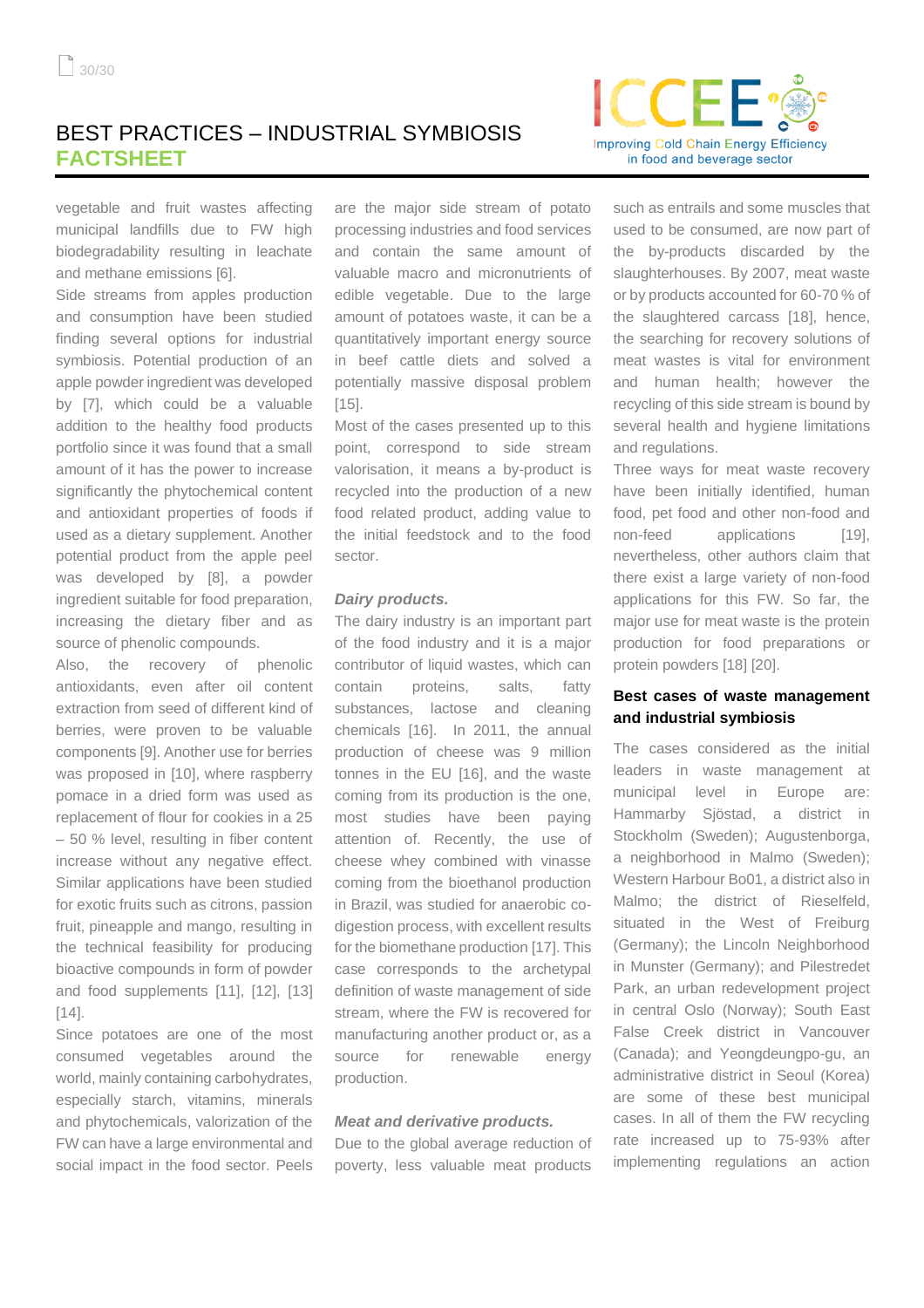vegetable and fruit wastes affecting municipal landfills due to FW high biodegradability resulting in leachate and methane emissions [6].

Side streams from apples production and consumption have been studied finding several options for industrial symbiosis. Potential production of an apple powder ingredient was developed by [7], which could be a valuable addition to the healthy food products portfolio since it was found that a small amount of it has the power to increase significantly the phytochemical content and antioxidant properties of foods if used as a dietary supplement. Another potential product from the apple peel was developed by [8], a powder ingredient suitable for food preparation, increasing the dietary fiber and as source of phenolic compounds.

Also, the recovery of phenolic antioxidants, even after oil content extraction from seed of different kind of berries, were proven to be valuable components [9]. Another use for berries was proposed in [10], where raspberry pomace in a dried form was used as replacement of flour for cookies in a 25 – 50 % level, resulting in fiber content increase without any negative effect. Similar applications have been studied for exotic fruits such as citrons, passion fruit, pineapple and mango, resulting in the technical feasibility for producing bioactive compounds in form of powder and food supplements [11], [12], [13] [14].

Since potatoes are one of the most consumed vegetables around the world, mainly containing carbohydrates, especially starch, vitamins, minerals and phytochemicals, valorization of the FW can have a large environmental and social impact in the food sector. Peels are the major side stream of potato processing industries and food services and contain the same amount of valuable macro and micronutrients of edible vegetable. Due to the large amount of potatoes waste, it can be a quantitatively important energy source in beef cattle diets and solved a potentially massive disposal problem [15].

Most of the cases presented up to this point, correspond to side stream valorisation, it means a by-product is recycled into the production of a new food related product, adding value to the initial feedstock and to the food sector.

***Dairy products.***

The dairy industry is an important part of the food industry and it is a major contributor of liquid wastes, which can contain proteins, salts, fatty substances, lactose and cleaning chemicals [16]. In 2011, the annual production of cheese was 9 million tonnes in the EU [16], and the waste coming from its production is the one, most studies have been paying attention of. Recently, the use of cheese whey combined with vinasse coming from the bioethanol production in Brazil, was studied for anaerobic co-digestion process, with excellent results for the biomethane production [17]. This case corresponds to the archetypal definition of waste management of side stream, where the FW is recovered for manufacturing another product or, as a source for renewable energy production.

***Meat and derivative products.***

Due to the global average reduction of poverty, less valuable meat products such as entrails and some muscles that used to be consumed, are now part of the by-products discarded by the slaughterhouses. By 2007, meat waste or by products accounted for 60-70 % of the slaughtered carcass [18], hence, the searching for recovery solutions of meat wastes is vital for environment and human health; however the recycling of this side stream is bound by several health and hygiene limitations and regulations.

Three ways for meat waste recovery have been initially identified, human food, pet food and other non-food and non-feed applications [19], nevertheless, other authors claim that there exist a large variety of non-food applications for this FW. So far, the major use for meat waste is the protein production for food preparations or protein powders [18] [20].

**Best cases of waste management and industrial symbiosis**

The cases considered as the initial leaders in waste management at municipal level in Europe are: Hammarby Sjöstad, a district in Stockholm (Sweden); Augustenborga, a neighborhood in Malmo (Sweden); Western Harbour Bo01, a district also in Malmo; the district of Rieselfeld, situated in the West of Freiburg (Germany); the Lincoln Neighborhood in Munster (Germany); and Pilestredet Park, an urban redevelopment project in central Oslo (Norway); South East False Creek district in Vancouver (Canada); and Yeongdeungpo-gu, an administrative district in Seoul (Korea) are some of these best municipal cases. In all of them the FW recycling rate increased up to 75-93% after implementing regulations an action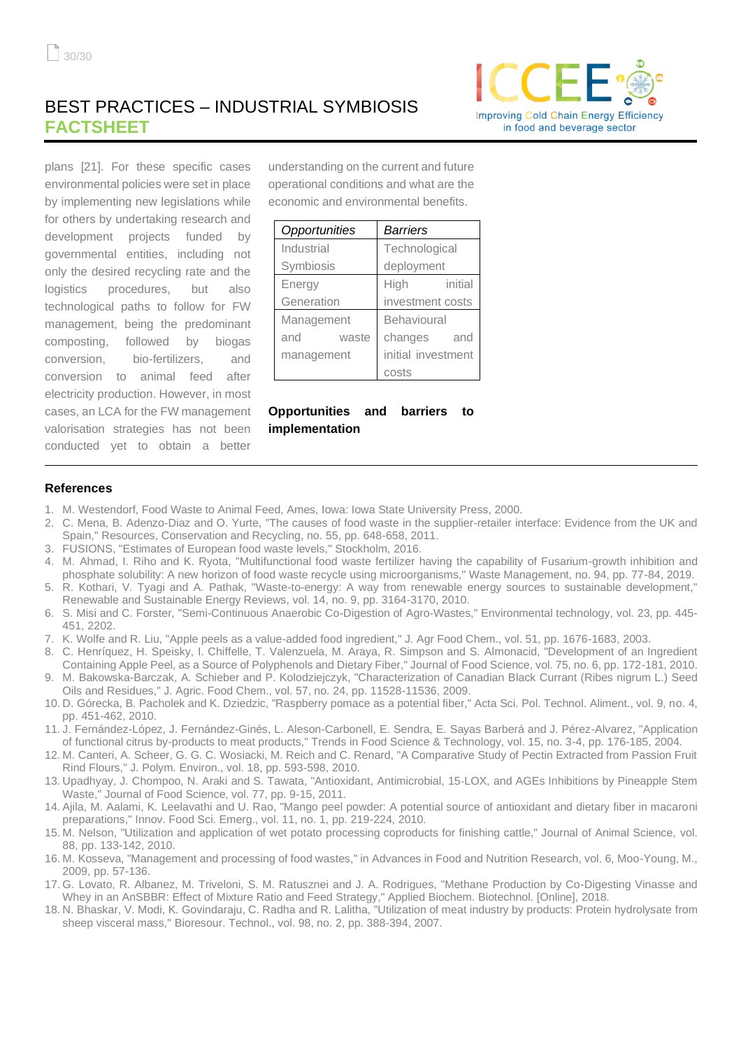plans [21]. For these specific cases environmental policies were set in place by implementing new legislations while for others by undertaking research and development projects funded by governmental entities, including not only the desired recycling rate and the logistics procedures, but also technological paths to follow for FW management, being the predominant composting, followed by biogas conversion, bio-fertilizers, and conversion to animal feed after electricity production. However, in most cases, an LCA for the FW management valorisation strategies has not been conducted yet to obtain a better understanding on the current and future operational conditions and what are the economic and environmental benefits.

| *Opportunities* | *Barriers* |
| --- | --- |
| Industrial Symbiosis | Technological deployment |
| Energy Generation | High initial investment costs |
| Management and waste management | Behavioural changes and initial investment costs |

**Opportunities and barriers to implementation**

## References

1. M. Westendorf, Food Waste to Animal Feed, Ames, Iowa: Iowa State University Press, 2000.
2. C. Mena, B. Adenzo-Diaz and O. Yurte, "The causes of food waste in the supplier-retailer interface: Evidence from the UK and Spain," Resources, Conservation and Recycling, no. 55, pp. 648-658, 2011.
3. FUSIONS, "Estimates of European food waste levels," Stockholm, 2016.
4. M. Ahmad, I. Riho and K. Ryota, "Multifunctional food waste fertilizer having the capability of Fusarium-growth inhibition and phosphate solubility: A new horizon of food waste recycle using microorganisms," Waste Management, no. 94, pp. 77-84, 2019.
5. R. Kothari, V. Tyagi and A. Pathak, "Waste-to-energy: A way from renewable energy sources to sustainable development," Renewable and Sustainable Energy Reviews, vol. 14, no. 9, pp. 3164-3170, 2010.
6. S. Misi and C. Forster, "Semi-Continuous Anaerobic Co-Digestion of Agro-Wastes," Environmental technology, vol. 23, pp. 445-451, 2202.
7. K. Wolfe and R. Liu, "Apple peels as a value-added food ingredient," J. Agr Food Chem., vol. 51, pp. 1676-1683, 2003.
8. C. Henríquez, H. Speisky, I. Chiffelle, T. Valenzuela, M. Araya, R. Simpson and S. Almonacid, "Development of an Ingredient Containing Apple Peel, as a Source of Polyphenols and Dietary Fiber," Journal of Food Science, vol. 75, no. 6, pp. 172-181, 2010.
9. M. Bakowska-Barczak, A. Schieber and P. Kolodziejczyk, "Characterization of Canadian Black Currant (Ribes nigrum L.) Seed Oils and Residues," J. Agric. Food Chem., vol. 57, no. 24, pp. 11528-11536, 2009.
10. D. Górecka, B. Pacholek and K. Dziedzic, "Raspberry pomace as a potential fiber," Acta Sci. Pol. Technol. Aliment., vol. 9, no. 4, pp. 451-462, 2010.
11. J. Fernández-López, J. Fernández-Ginés, L. Aleson-Carbonell, E. Sendra, E. Sayas Barberá and J. Pérez-Alvarez, "Application of functional citrus by-products to meat products," Trends in Food Science & Technology, vol. 15, no. 3-4, pp. 176-185, 2004.
12. M. Canteri, A. Scheer, G. G. C. Wosiacki, M. Reich and C. Renard, "A Comparative Study of Pectin Extracted from Passion Fruit Rind Flours," J. Polym. Environ., vol. 18, pp. 593-598, 2010.
13. Upadhyay, J. Chompoo, N. Araki and S. Tawata, "Antioxidant, Antimicrobial, 15-LOX, and AGEs Inhibitions by Pineapple Stem Waste," Journal of Food Science, vol. 77, pp. 9-15, 2011.
14. Ajila, M. Aalami, K. Leelavathi and U. Rao, "Mango peel powder: A potential source of antioxidant and dietary fiber in macaroni preparations," Innov. Food Sci. Emerg., vol. 11, no. 1, pp. 219-224, 2010.
15. M. Nelson, "Utilization and application of wet potato processing coproducts for finishing cattle," Journal of Animal Science, vol. 88, pp. 133-142, 2010.
16. M. Kosseva, "Management and processing of food wastes," in Advances in Food and Nutrition Research, vol. 6, Moo-Young, M., 2009, pp. 57-136.
17. G. Lovato, R. Albanez, M. Triveloni, S. M. Ratusznei and J. A. Rodrigues, "Methane Production by Co-Digesting Vinasse and Whey in an AnSBBR: Effect of Mixture Ratio and Feed Strategy," Applied Biochem. Biotechnol. [Online], 2018.
18. N. Bhaskar, V. Modi, K. Govindaraju, C. Radha and R. Lalitha, "Utilization of meat industry by products: Protein hydrolysate from sheep visceral mass," Bioresour. Technol., vol. 98, no. 2, pp. 388-394, 2007.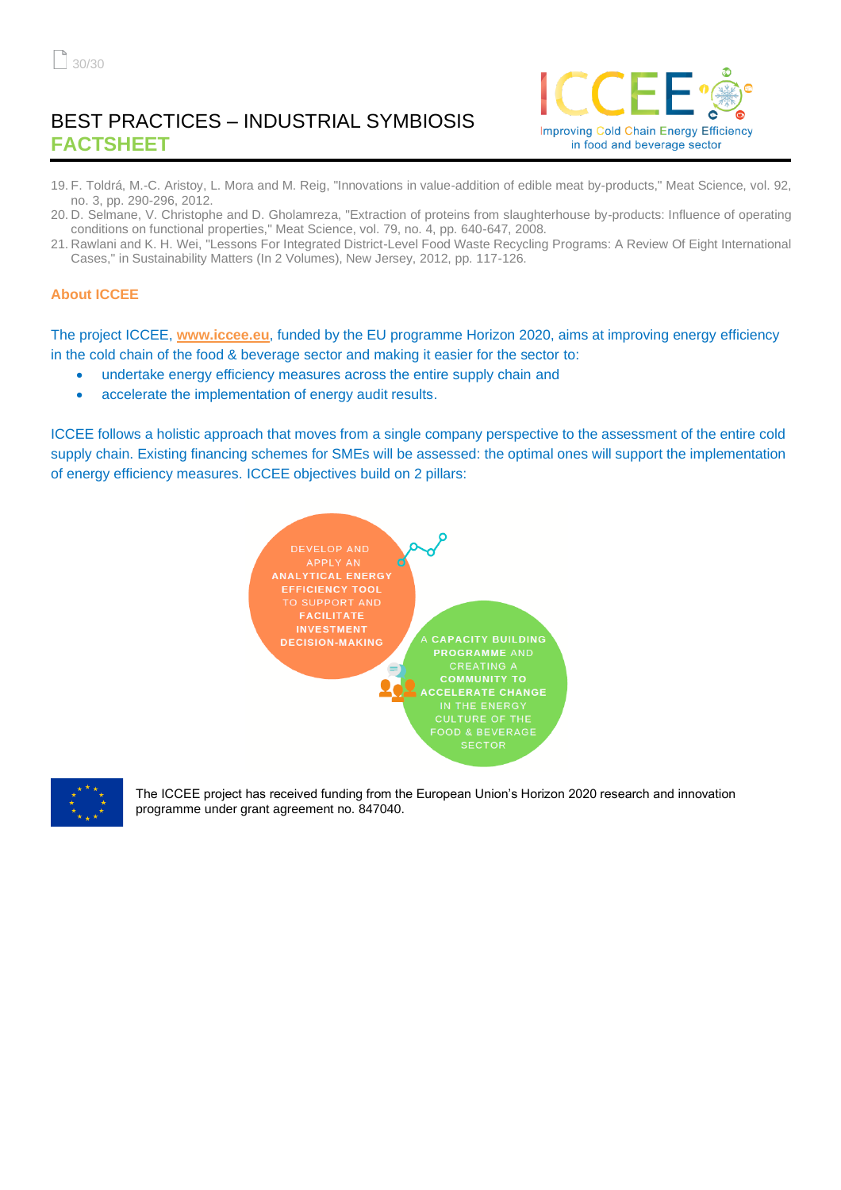19. F. Toldrá, M.-C. Aristoy, L. Mora and M. Reig, "Innovations in value-addition of edible meat by-products," Meat Science, vol. 92, no. 3, pp. 290-296, 2012.
20. D. Selmane, V. Christophe and D. Gholamreza, "Extraction of proteins from slaughterhouse by-products: Influence of operating conditions on functional properties," Meat Science, vol. 79, no. 4, pp. 640-647, 2008.
21. Rawlani and K. H. Wei, "Lessons For Integrated District-Level Food Waste Recycling Programs: A Review Of Eight International Cases," in Sustainability Matters (In 2 Volumes), New Jersey, 2012, pp. 117-126.

## About ICCEE

The project ICCEE, **www.iccee.eu**, funded by the EU programme Horizon 2020, aims at improving energy efficiency in the cold chain of the food & beverage sector and making it easier for the sector to:

- undertake energy efficiency measures across the entire supply chain and
- accelerate the implementation of energy audit results.

ICCEE follows a holistic approach that moves from a single company perspective to the assessment of the entire cold supply chain. Existing financing schemes for SMEs will be assessed: the optimal ones will support the implementation of energy efficiency measures. ICCEE objectives build on 2 pillars:

DEVELOP AND APPLY AN **ANALYTICAL ENERGY EFFICIENCY TOOL** TO SUPPORT AND **FACILITATE INVESTMENT DECISION-MAKING**

A **CAPACITY BUILDING PROGRAMME** AND CREATING A **COMMUNITY TO ACCELERATE CHANGE** IN THE ENERGY CULTURE OF THE FOOD & BEVERAGE SECTOR

The ICCEE project has received funding from the European Union's Horizon 2020 research and innovation programme under grant agreement no. 847040.